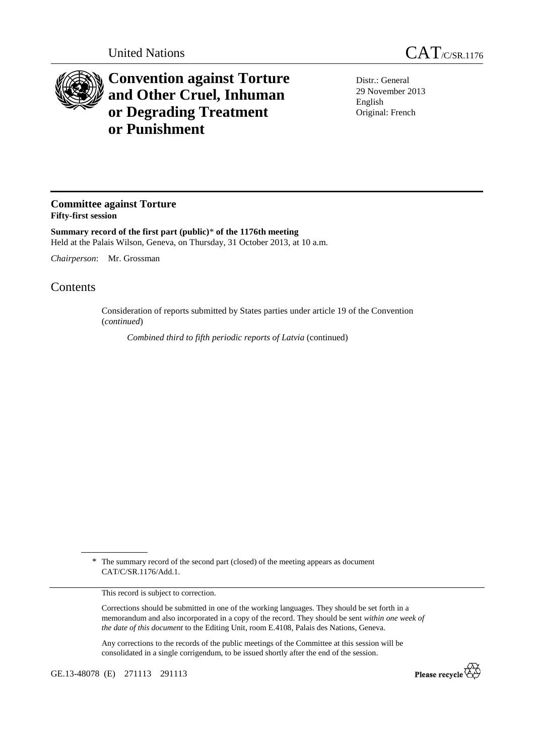United Nations

CAT/C/SR.1176

# Convention against Torture and Other Cruel, Inhuman or Degrading Treatment or Punishment

Distr.: General
29 November 2013
English
Original: French

## Committee against Torture
**Fifty-first session**

**Summary record of the first part (public)* of the 1176th meeting**
Held at the Palais Wilson, Geneva, on Thursday, 31 October 2013, at 10 a.m.

*Chairperson*: Mr. Grossman

# Contents

Consideration of reports submitted by States parties under article 19 of the Convention (*continued*)

*Combined third to fifth periodic reports of Latvia* (continued)

\* The summary record of the second part (closed) of the meeting appears as document CAT/C/SR.1176/Add.1.

This record is subject to correction.

Corrections should be submitted in one of the working languages. They should be set forth in a memorandum and also incorporated in a copy of the record. They should be sent *within one week of the date of this document* to the Editing Unit, room E.4108, Palais des Nations, Geneva.

Any corrections to the records of the public meetings of the Committee at this session will be consolidated in a single corrigendum, to be issued shortly after the end of the session.

GE.13-48078 (E) 271113 291113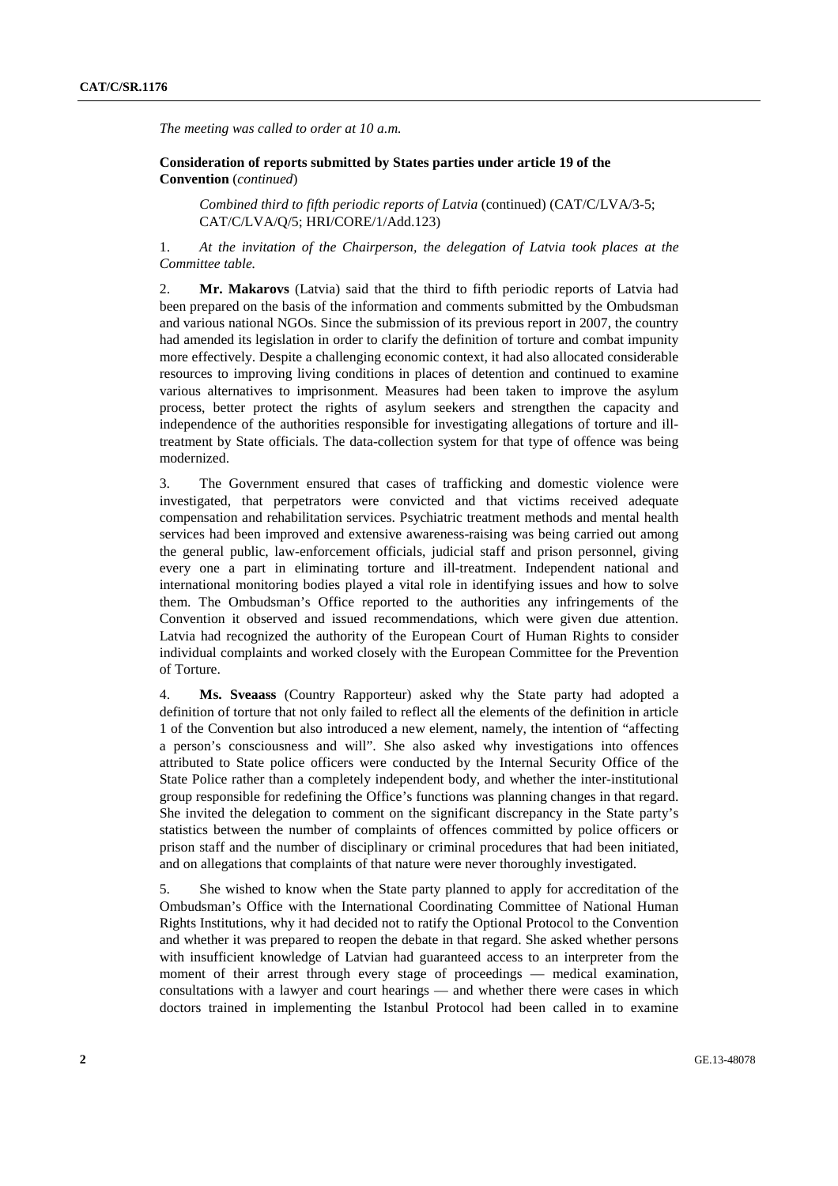*The meeting was called to order at 10 a.m.*

**Consideration of reports submitted by States parties under article 19 of the Convention** (*continued*)

*Combined third to fifth periodic reports of Latvia* (continued) (CAT/C/LVA/3-5; CAT/C/LVA/Q/5; HRI/CORE/1/Add.123)

1. *At the invitation of the Chairperson, the delegation of Latvia took places at the Committee table.*

2. **Mr. Makarovs** (Latvia) said that the third to fifth periodic reports of Latvia had been prepared on the basis of the information and comments submitted by the Ombudsman and various national NGOs. Since the submission of its previous report in 2007, the country had amended its legislation in order to clarify the definition of torture and combat impunity more effectively. Despite a challenging economic context, it had also allocated considerable resources to improving living conditions in places of detention and continued to examine various alternatives to imprisonment. Measures had been taken to improve the asylum process, better protect the rights of asylum seekers and strengthen the capacity and independence of the authorities responsible for investigating allegations of torture and ill-treatment by State officials. The data-collection system for that type of offence was being modernized.

3. The Government ensured that cases of trafficking and domestic violence were investigated, that perpetrators were convicted and that victims received adequate compensation and rehabilitation services. Psychiatric treatment methods and mental health services had been improved and extensive awareness-raising was being carried out among the general public, law-enforcement officials, judicial staff and prison personnel, giving every one a part in eliminating torture and ill-treatment. Independent national and international monitoring bodies played a vital role in identifying issues and how to solve them. The Ombudsman's Office reported to the authorities any infringements of the Convention it observed and issued recommendations, which were given due attention. Latvia had recognized the authority of the European Court of Human Rights to consider individual complaints and worked closely with the European Committee for the Prevention of Torture.

4. **Ms. Sveaass** (Country Rapporteur) asked why the State party had adopted a definition of torture that not only failed to reflect all the elements of the definition in article 1 of the Convention but also introduced a new element, namely, the intention of "affecting a person's consciousness and will". She also asked why investigations into offences attributed to State police officers were conducted by the Internal Security Office of the State Police rather than a completely independent body, and whether the inter-institutional group responsible for redefining the Office's functions was planning changes in that regard. She invited the delegation to comment on the significant discrepancy in the State party's statistics between the number of complaints of offences committed by police officers or prison staff and the number of disciplinary or criminal procedures that had been initiated, and on allegations that complaints of that nature were never thoroughly investigated.

5. She wished to know when the State party planned to apply for accreditation of the Ombudsman's Office with the International Coordinating Committee of National Human Rights Institutions, why it had decided not to ratify the Optional Protocol to the Convention and whether it was prepared to reopen the debate in that regard. She asked whether persons with insufficient knowledge of Latvian had guaranteed access to an interpreter from the moment of their arrest through every stage of proceedings — medical examination, consultations with a lawyer and court hearings — and whether there were cases in which doctors trained in implementing the Istanbul Protocol had been called in to examine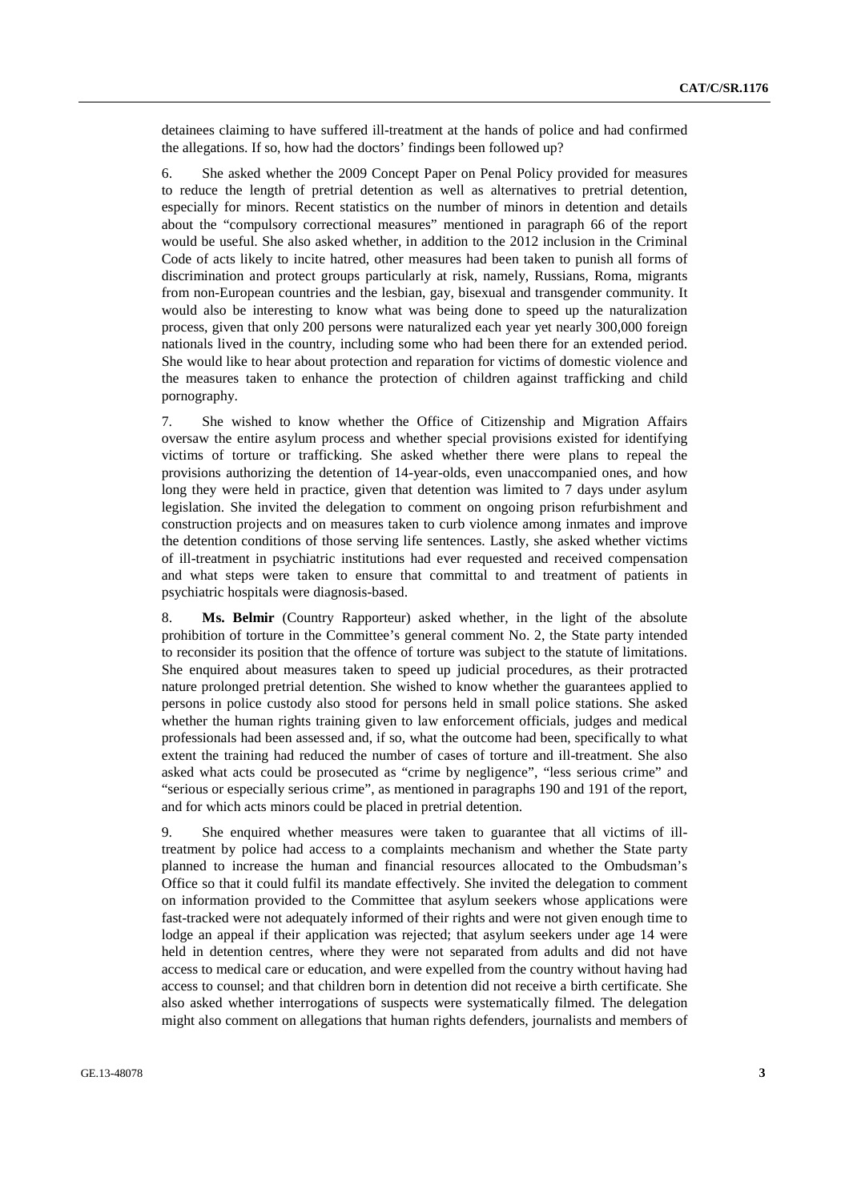detainees claiming to have suffered ill-treatment at the hands of police and had confirmed the allegations. If so, how had the doctors' findings been followed up?

6. She asked whether the 2009 Concept Paper on Penal Policy provided for measures to reduce the length of pretrial detention as well as alternatives to pretrial detention, especially for minors. Recent statistics on the number of minors in detention and details about the "compulsory correctional measures" mentioned in paragraph 66 of the report would be useful. She also asked whether, in addition to the 2012 inclusion in the Criminal Code of acts likely to incite hatred, other measures had been taken to punish all forms of discrimination and protect groups particularly at risk, namely, Russians, Roma, migrants from non-European countries and the lesbian, gay, bisexual and transgender community. It would also be interesting to know what was being done to speed up the naturalization process, given that only 200 persons were naturalized each year yet nearly 300,000 foreign nationals lived in the country, including some who had been there for an extended period. She would like to hear about protection and reparation for victims of domestic violence and the measures taken to enhance the protection of children against trafficking and child pornography.

7. She wished to know whether the Office of Citizenship and Migration Affairs oversaw the entire asylum process and whether special provisions existed for identifying victims of torture or trafficking. She asked whether there were plans to repeal the provisions authorizing the detention of 14-year-olds, even unaccompanied ones, and how long they were held in practice, given that detention was limited to 7 days under asylum legislation. She invited the delegation to comment on ongoing prison refurbishment and construction projects and on measures taken to curb violence among inmates and improve the detention conditions of those serving life sentences. Lastly, she asked whether victims of ill-treatment in psychiatric institutions had ever requested and received compensation and what steps were taken to ensure that committal to and treatment of patients in psychiatric hospitals were diagnosis-based.

8. **Ms. Belmir** (Country Rapporteur) asked whether, in the light of the absolute prohibition of torture in the Committee's general comment No. 2, the State party intended to reconsider its position that the offence of torture was subject to the statute of limitations. She enquired about measures taken to speed up judicial procedures, as their protracted nature prolonged pretrial detention. She wished to know whether the guarantees applied to persons in police custody also stood for persons held in small police stations. She asked whether the human rights training given to law enforcement officials, judges and medical professionals had been assessed and, if so, what the outcome had been, specifically to what extent the training had reduced the number of cases of torture and ill-treatment. She also asked what acts could be prosecuted as "crime by negligence", "less serious crime" and "serious or especially serious crime", as mentioned in paragraphs 190 and 191 of the report, and for which acts minors could be placed in pretrial detention.

9. She enquired whether measures were taken to guarantee that all victims of ill-treatment by police had access to a complaints mechanism and whether the State party planned to increase the human and financial resources allocated to the Ombudsman's Office so that it could fulfil its mandate effectively. She invited the delegation to comment on information provided to the Committee that asylum seekers whose applications were fast-tracked were not adequately informed of their rights and were not given enough time to lodge an appeal if their application was rejected; that asylum seekers under age 14 were held in detention centres, where they were not separated from adults and did not have access to medical care or education, and were expelled from the country without having had access to counsel; and that children born in detention did not receive a birth certificate. She also asked whether interrogations of suspects were systematically filmed. The delegation might also comment on allegations that human rights defenders, journalists and members of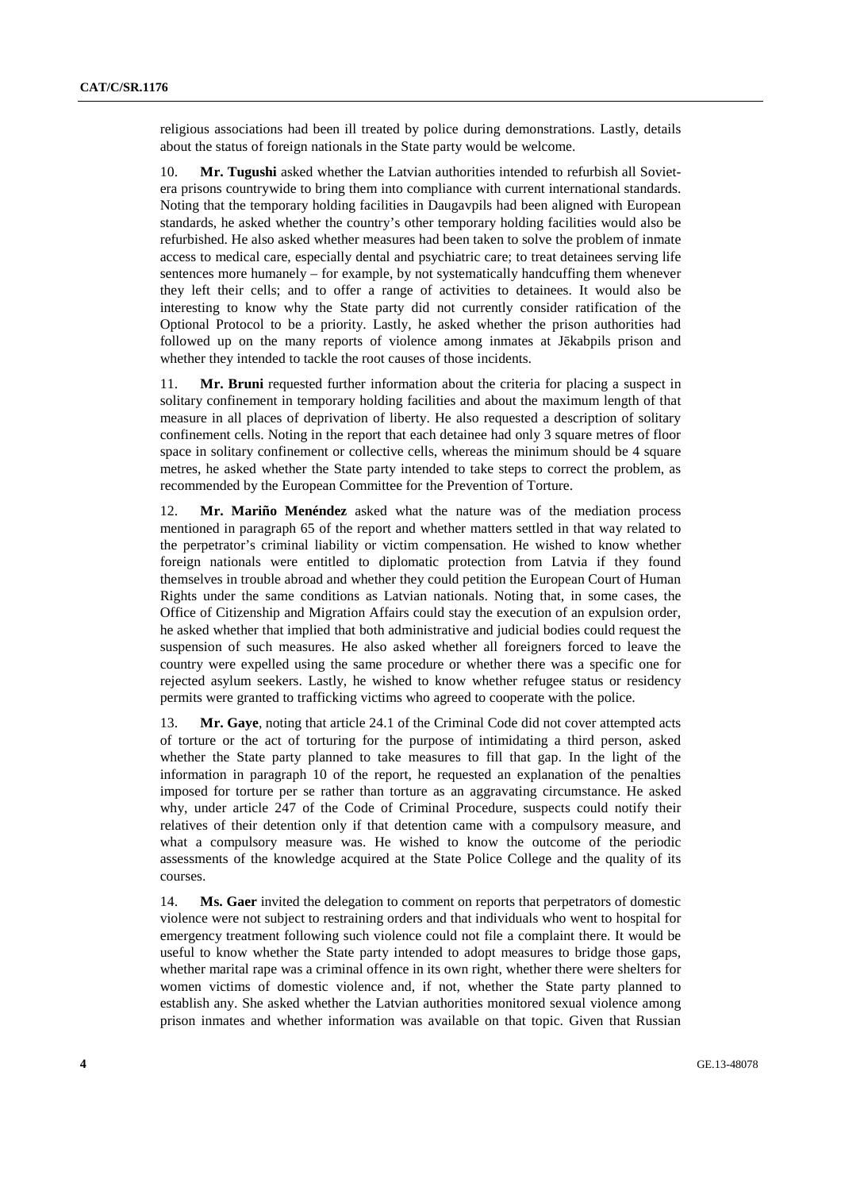religious associations had been ill treated by police during demonstrations. Lastly, details about the status of foreign nationals in the State party would be welcome.

10. **Mr. Tugushi** asked whether the Latvian authorities intended to refurbish all Soviet-era prisons countrywide to bring them into compliance with current international standards. Noting that the temporary holding facilities in Daugavpils had been aligned with European standards, he asked whether the country's other temporary holding facilities would also be refurbished. He also asked whether measures had been taken to solve the problem of inmate access to medical care, especially dental and psychiatric care; to treat detainees serving life sentences more humanely – for example, by not systematically handcuffing them whenever they left their cells; and to offer a range of activities to detainees. It would also be interesting to know why the State party did not currently consider ratification of the Optional Protocol to be a priority. Lastly, he asked whether the prison authorities had followed up on the many reports of violence among inmates at Jēkabpils prison and whether they intended to tackle the root causes of those incidents.

11. **Mr. Bruni** requested further information about the criteria for placing a suspect in solitary confinement in temporary holding facilities and about the maximum length of that measure in all places of deprivation of liberty. He also requested a description of solitary confinement cells. Noting in the report that each detainee had only 3 square metres of floor space in solitary confinement or collective cells, whereas the minimum should be 4 square metres, he asked whether the State party intended to take steps to correct the problem, as recommended by the European Committee for the Prevention of Torture.

12. **Mr. Mariño Menéndez** asked what the nature was of the mediation process mentioned in paragraph 65 of the report and whether matters settled in that way related to the perpetrator's criminal liability or victim compensation. He wished to know whether foreign nationals were entitled to diplomatic protection from Latvia if they found themselves in trouble abroad and whether they could petition the European Court of Human Rights under the same conditions as Latvian nationals. Noting that, in some cases, the Office of Citizenship and Migration Affairs could stay the execution of an expulsion order, he asked whether that implied that both administrative and judicial bodies could request the suspension of such measures. He also asked whether all foreigners forced to leave the country were expelled using the same procedure or whether there was a specific one for rejected asylum seekers. Lastly, he wished to know whether refugee status or residency permits were granted to trafficking victims who agreed to cooperate with the police.

13. **Mr. Gaye**, noting that article 24.1 of the Criminal Code did not cover attempted acts of torture or the act of torturing for the purpose of intimidating a third person, asked whether the State party planned to take measures to fill that gap. In the light of the information in paragraph 10 of the report, he requested an explanation of the penalties imposed for torture per se rather than torture as an aggravating circumstance. He asked why, under article 247 of the Code of Criminal Procedure, suspects could notify their relatives of their detention only if that detention came with a compulsory measure, and what a compulsory measure was. He wished to know the outcome of the periodic assessments of the knowledge acquired at the State Police College and the quality of its courses.

14. **Ms. Gaer** invited the delegation to comment on reports that perpetrators of domestic violence were not subject to restraining orders and that individuals who went to hospital for emergency treatment following such violence could not file a complaint there. It would be useful to know whether the State party intended to adopt measures to bridge those gaps, whether marital rape was a criminal offence in its own right, whether there were shelters for women victims of domestic violence and, if not, whether the State party planned to establish any. She asked whether the Latvian authorities monitored sexual violence among prison inmates and whether information was available on that topic. Given that Russian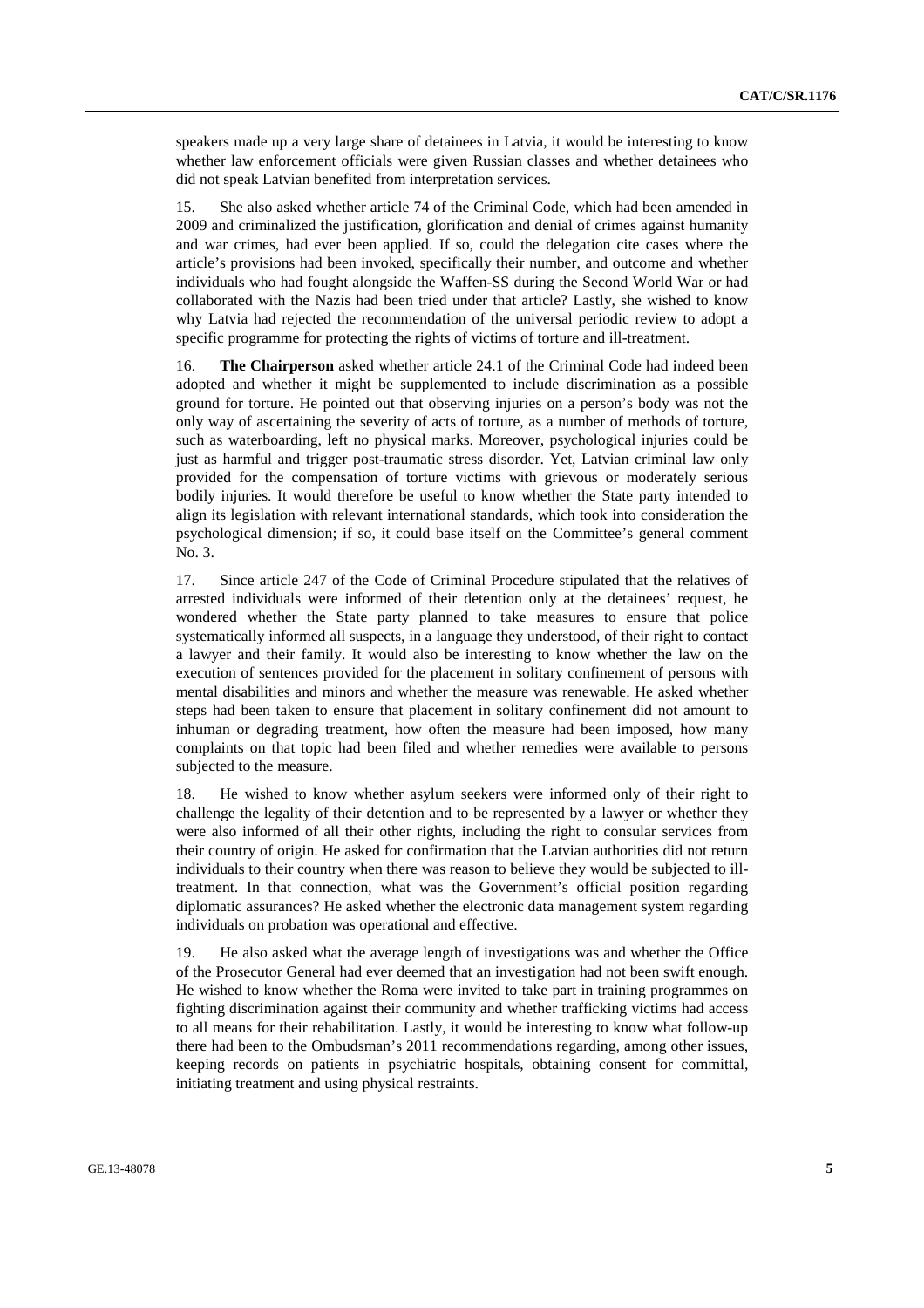speakers made up a very large share of detainees in Latvia, it would be interesting to know whether law enforcement officials were given Russian classes and whether detainees who did not speak Latvian benefited from interpretation services.

15. She also asked whether article 74 of the Criminal Code, which had been amended in 2009 and criminalized the justification, glorification and denial of crimes against humanity and war crimes, had ever been applied. If so, could the delegation cite cases where the article's provisions had been invoked, specifically their number, and outcome and whether individuals who had fought alongside the Waffen-SS during the Second World War or had collaborated with the Nazis had been tried under that article? Lastly, she wished to know why Latvia had rejected the recommendation of the universal periodic review to adopt a specific programme for protecting the rights of victims of torture and ill-treatment.

16. **The Chairperson** asked whether article 24.1 of the Criminal Code had indeed been adopted and whether it might be supplemented to include discrimination as a possible ground for torture. He pointed out that observing injuries on a person's body was not the only way of ascertaining the severity of acts of torture, as a number of methods of torture, such as waterboarding, left no physical marks. Moreover, psychological injuries could be just as harmful and trigger post-traumatic stress disorder. Yet, Latvian criminal law only provided for the compensation of torture victims with grievous or moderately serious bodily injuries. It would therefore be useful to know whether the State party intended to align its legislation with relevant international standards, which took into consideration the psychological dimension; if so, it could base itself on the Committee's general comment No. 3.

17. Since article 247 of the Code of Criminal Procedure stipulated that the relatives of arrested individuals were informed of their detention only at the detainees' request, he wondered whether the State party planned to take measures to ensure that police systematically informed all suspects, in a language they understood, of their right to contact a lawyer and their family. It would also be interesting to know whether the law on the execution of sentences provided for the placement in solitary confinement of persons with mental disabilities and minors and whether the measure was renewable. He asked whether steps had been taken to ensure that placement in solitary confinement did not amount to inhuman or degrading treatment, how often the measure had been imposed, how many complaints on that topic had been filed and whether remedies were available to persons subjected to the measure.

18. He wished to know whether asylum seekers were informed only of their right to challenge the legality of their detention and to be represented by a lawyer or whether they were also informed of all their other rights, including the right to consular services from their country of origin. He asked for confirmation that the Latvian authorities did not return individuals to their country when there was reason to believe they would be subjected to ill-treatment. In that connection, what was the Government's official position regarding diplomatic assurances? He asked whether the electronic data management system regarding individuals on probation was operational and effective.

19. He also asked what the average length of investigations was and whether the Office of the Prosecutor General had ever deemed that an investigation had not been swift enough. He wished to know whether the Roma were invited to take part in training programmes on fighting discrimination against their community and whether trafficking victims had access to all means for their rehabilitation. Lastly, it would be interesting to know what follow-up there had been to the Ombudsman's 2011 recommendations regarding, among other issues, keeping records on patients in psychiatric hospitals, obtaining consent for committal, initiating treatment and using physical restraints.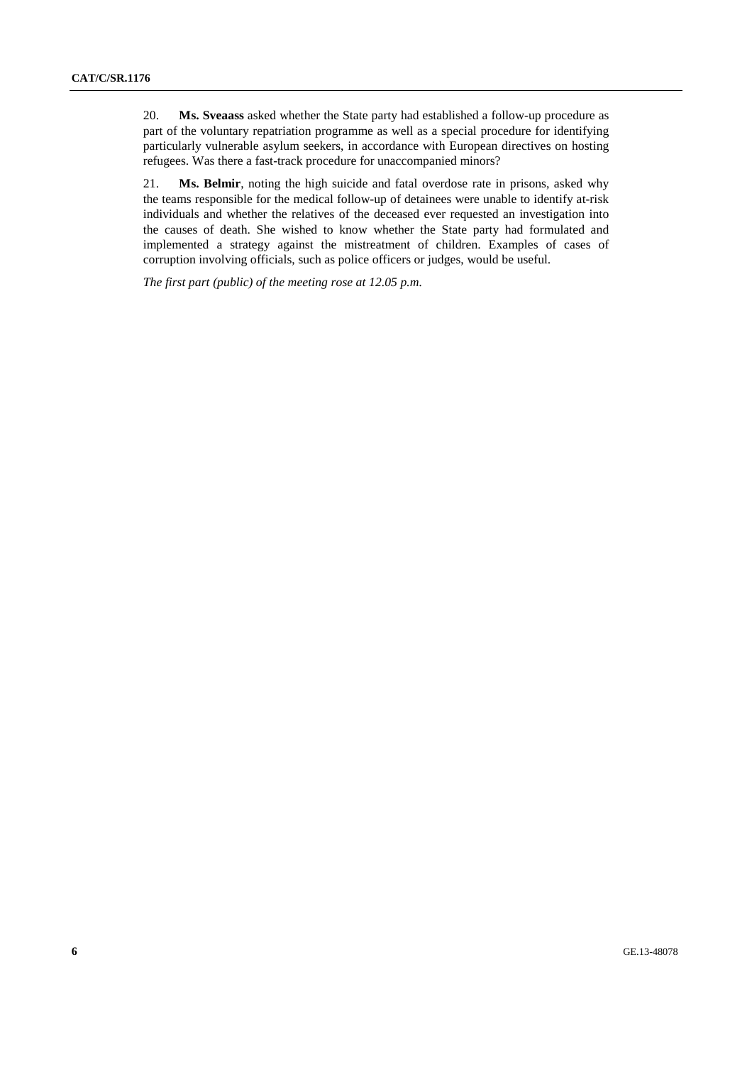20. **Ms. Sveaass** asked whether the State party had established a follow-up procedure as part of the voluntary repatriation programme as well as a special procedure for identifying particularly vulnerable asylum seekers, in accordance with European directives on hosting refugees. Was there a fast-track procedure for unaccompanied minors?

21. **Ms. Belmir**, noting the high suicide and fatal overdose rate in prisons, asked why the teams responsible for the medical follow-up of detainees were unable to identify at-risk individuals and whether the relatives of the deceased ever requested an investigation into the causes of death. She wished to know whether the State party had formulated and implemented a strategy against the mistreatment of children. Examples of cases of corruption involving officials, such as police officers or judges, would be useful.

*The first part (public) of the meeting rose at 12.05 p.m.*